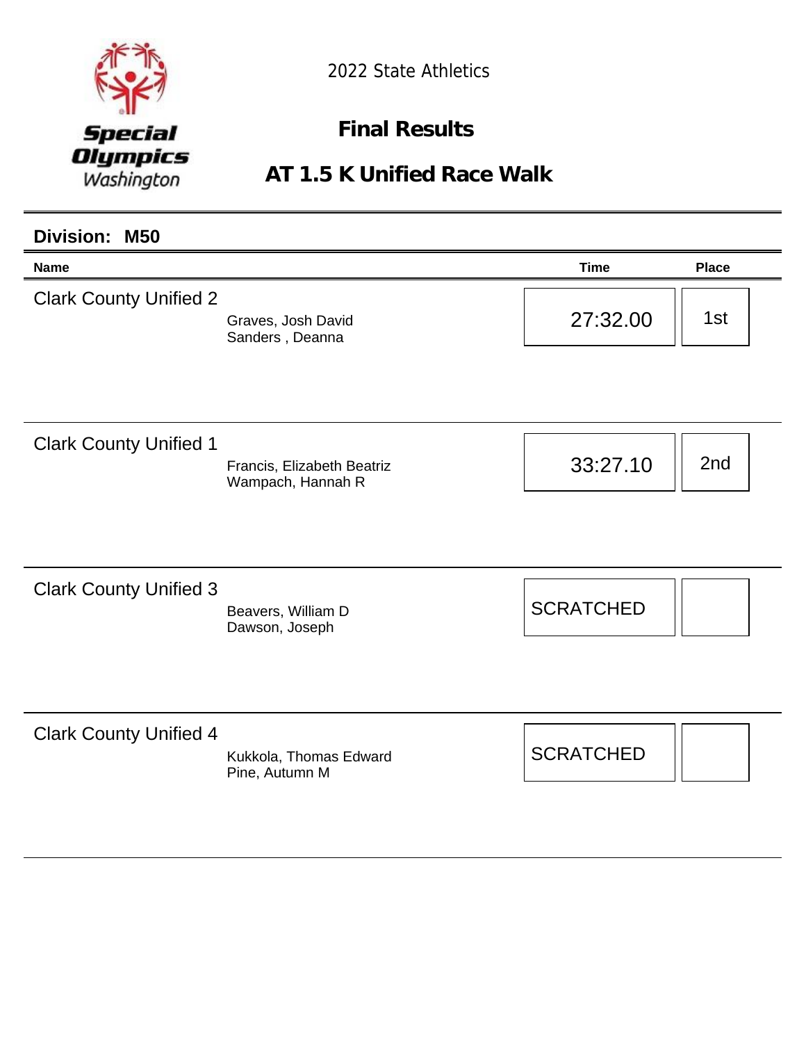Special Olympics Washington

2022 State Athletics

# Final Results

## AT 1.5 K Unified Race Walk

### Division: M50

| Name | | Time | Place |
|---|---|---|---|
| Clark County Unified 2 | Graves, Josh David<br>Sanders , Deanna | 27:32.00 | 1st |
| Clark County Unified 1 | Francis, Elizabeth Beatriz<br>Wampach, Hannah R | 33:27.10 | 2nd |
| Clark County Unified 3 | Beavers, William D<br>Dawson, Joseph | SCRATCHED | |
| Clark County Unified 4 | Kukkola, Thomas Edward<br>Pine, Autumn M | SCRATCHED | |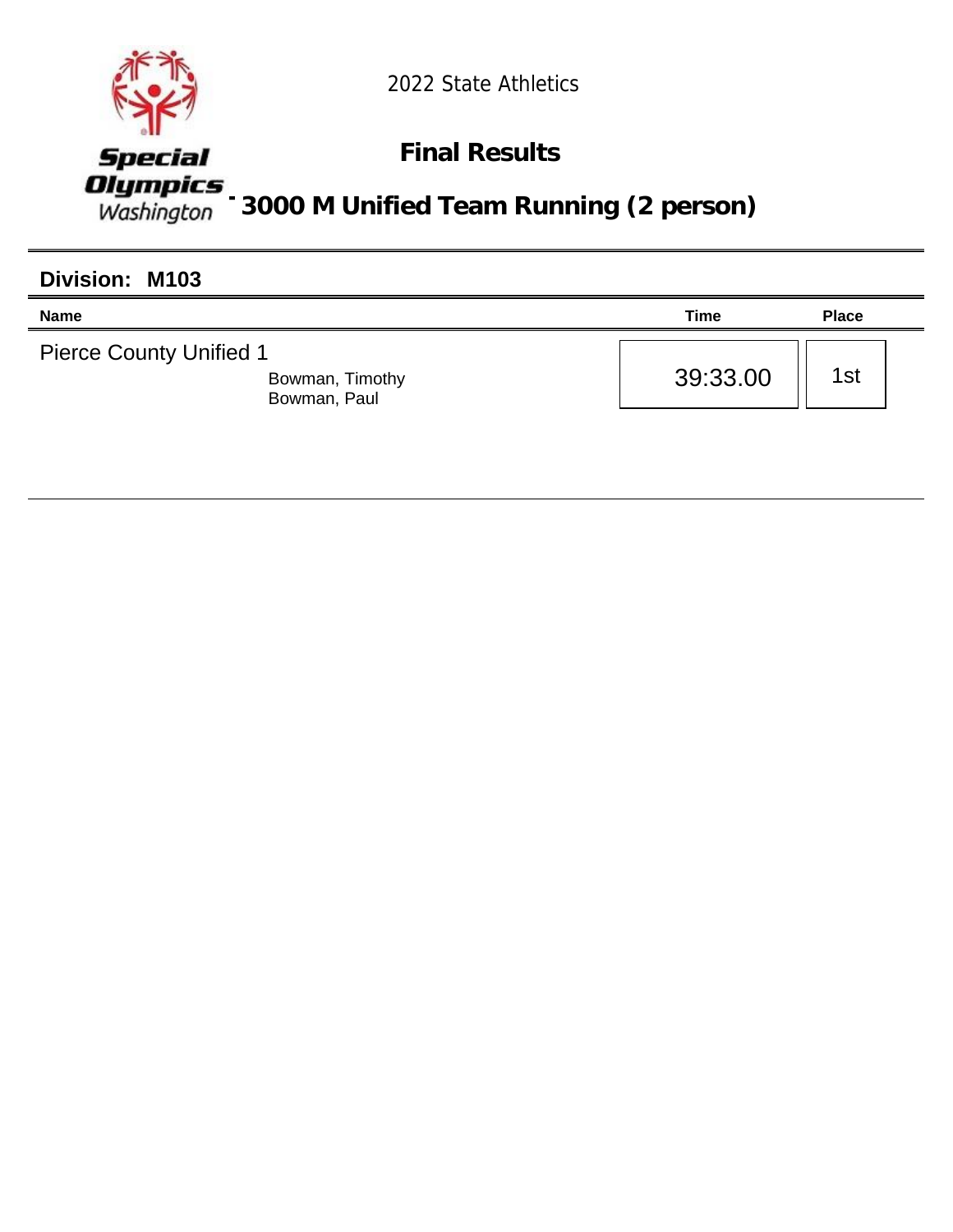2022 State Athletics

## Final Results

## - 3000 M Unified Team Running (2 person)

### Division: M103

| Name | Time | Place |
| --- | --- | --- |
| Pierce County Unified 1<br>Bowman, Timothy<br>Bowman, Paul | 39:33.00 | 1st |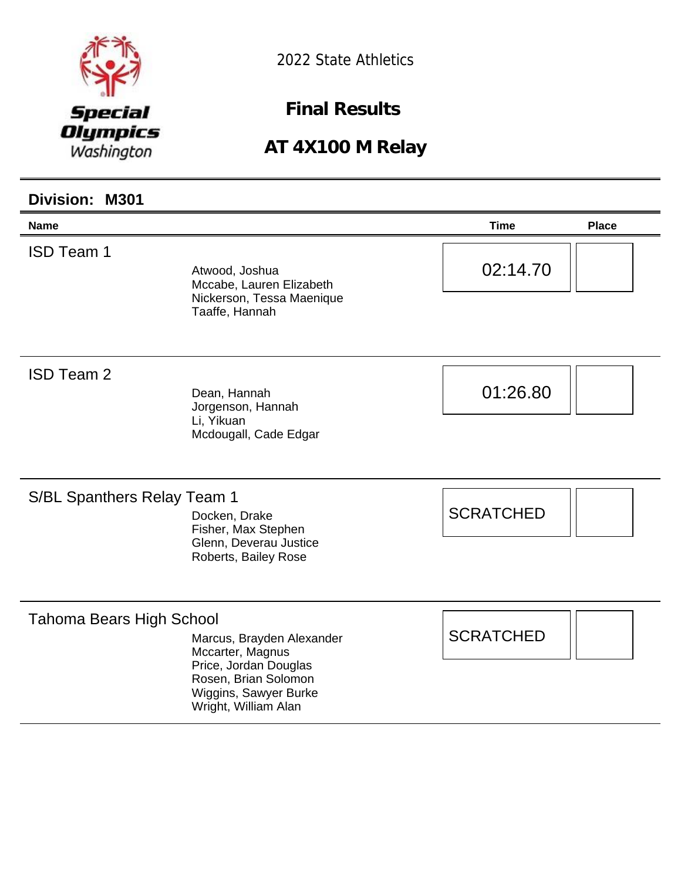Special Olympics Washington

2022 State Athletics

## Final Results

## AT 4X100 M Relay

### Division: M301

| Name | | Time | Place |
|---|---|---|---|
| ISD Team 1 | Atwood, Joshua<br>Mccabe, Lauren Elizabeth<br>Nickerson, Tessa Maenique<br>Taaffe, Hannah | 02:14.70 | |
| ISD Team 2 | Dean, Hannah<br>Jorgenson, Hannah<br>Li, Yikuan<br>Mcdougall, Cade Edgar | 01:26.80 | |
| S/BL Spanthers Relay Team 1 | Docken, Drake<br>Fisher, Max Stephen<br>Glenn, Deverau Justice<br>Roberts, Bailey Rose | SCRATCHED | |
| Tahoma Bears High School | Marcus, Brayden Alexander<br>Mccarter, Magnus<br>Price, Jordan Douglas<br>Rosen, Brian Solomon<br>Wiggins, Sawyer Burke<br>Wright, William Alan | SCRATCHED | |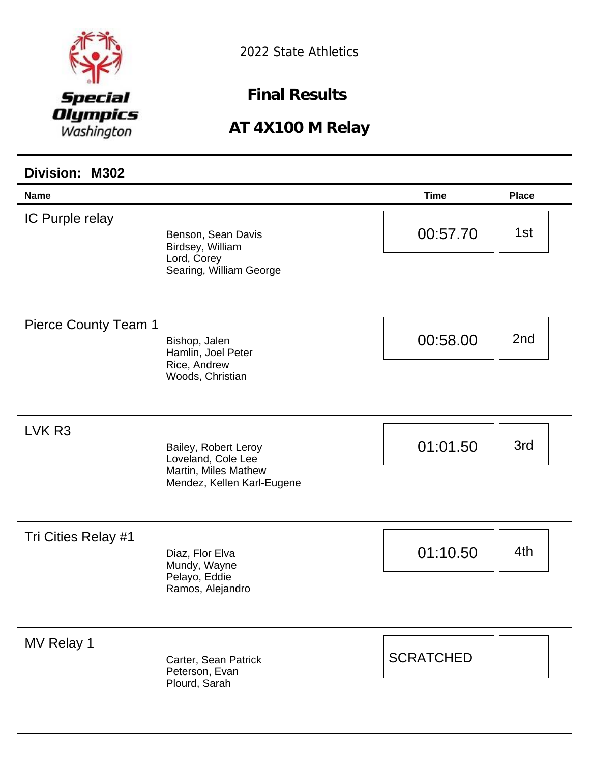Special Olympics Washington

2022 State Athletics

# Final Results

## AT 4X100 M Relay

### Division: M302

| Name | | Time | Place |
|---|---|---|---|
| IC Purple relay | Benson, Sean Davis<br>Birdsey, William<br>Lord, Corey<br>Searing, William George | 00:57.70 | 1st |
| Pierce County Team 1 | Bishop, Jalen<br>Hamlin, Joel Peter<br>Rice, Andrew<br>Woods, Christian | 00:58.00 | 2nd |
| LVK R3 | Bailey, Robert Leroy<br>Loveland, Cole Lee<br>Martin, Miles Mathew<br>Mendez, Kellen Karl-Eugene | 01:01.50 | 3rd |
| Tri Cities Relay #1 | Diaz, Flor Elva<br>Mundy, Wayne<br>Pelayo, Eddie<br>Ramos, Alejandro | 01:10.50 | 4th |
| MV Relay 1 | Carter, Sean Patrick<br>Peterson, Evan<br>Plourd, Sarah | SCRATCHED | |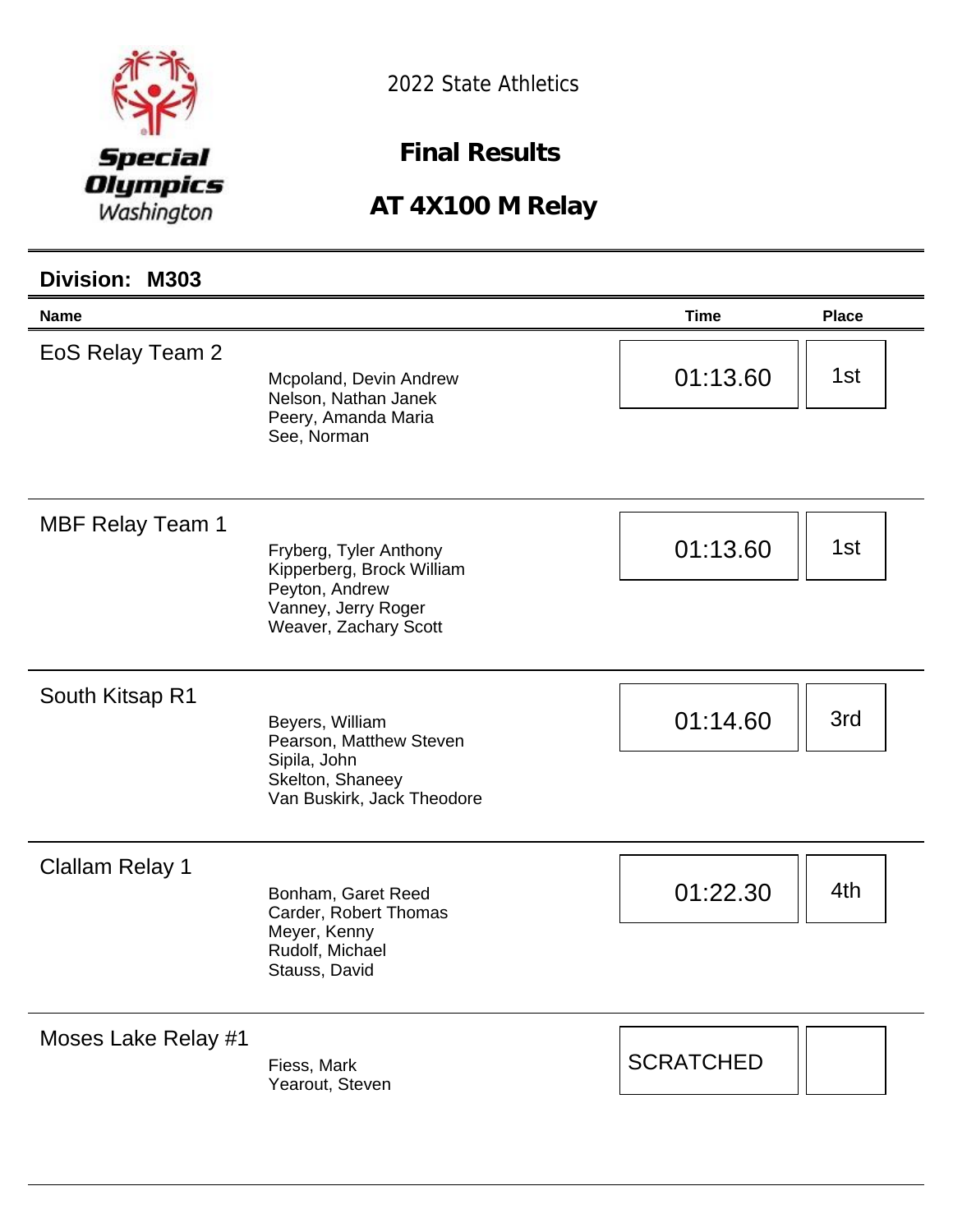Special Olympics Washington

2022 State Athletics

# Final Results

## AT 4X100 M Relay

### Division: M303

| Name | | Time | Place |
|---|---|---|---|
| EoS Relay Team 2 | Mcpoland, Devin Andrew<br>Nelson, Nathan Janek<br>Peery, Amanda Maria<br>See, Norman | 01:13.60 | 1st |
| MBF Relay Team 1 | Fryberg, Tyler Anthony<br>Kipperberg, Brock William<br>Peyton, Andrew<br>Vanney, Jerry Roger<br>Weaver, Zachary Scott | 01:13.60 | 1st |
| South Kitsap R1 | Beyers, William<br>Pearson, Matthew Steven<br>Sipila, John<br>Skelton, Shaneey<br>Van Buskirk, Jack Theodore | 01:14.60 | 3rd |
| Clallam Relay 1 | Bonham, Garet Reed<br>Carder, Robert Thomas<br>Meyer, Kenny<br>Rudolf, Michael<br>Stauss, David | 01:22.30 | 4th |
| Moses Lake Relay #1 | Fiess, Mark<br>Yearout, Steven | SCRATCHED | |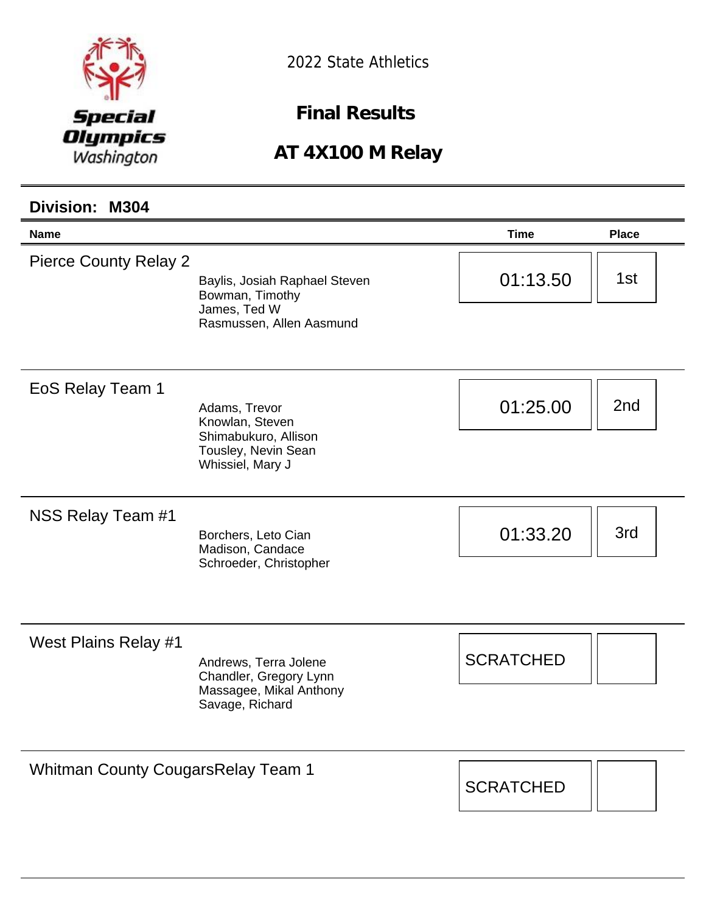Special Olympics Washington

2022 State Athletics

## Final Results

## AT 4X100 M Relay

### Division: M304

| Name | | Time | Place |
|---|---|---|---|
| Pierce County Relay 2 | Baylis, Josiah Raphael Steven<br>Bowman, Timothy<br>James, Ted W<br>Rasmussen, Allen Aasmund | 01:13.50 | 1st |
| EoS Relay Team 1 | Adams, Trevor<br>Knowlan, Steven<br>Shimabukuro, Allison<br>Tousley, Nevin Sean<br>Whissiel, Mary J | 01:25.00 | 2nd |
| NSS Relay Team #1 | Borchers, Leto Cian<br>Madison, Candace<br>Schroeder, Christopher | 01:33.20 | 3rd |
| West Plains Relay #1 | Andrews, Terra Jolene<br>Chandler, Gregory Lynn<br>Massagee, Mikal Anthony<br>Savage, Richard | SCRATCHED | |
| Whitman County CougarsRelay Team 1 | | SCRATCHED | |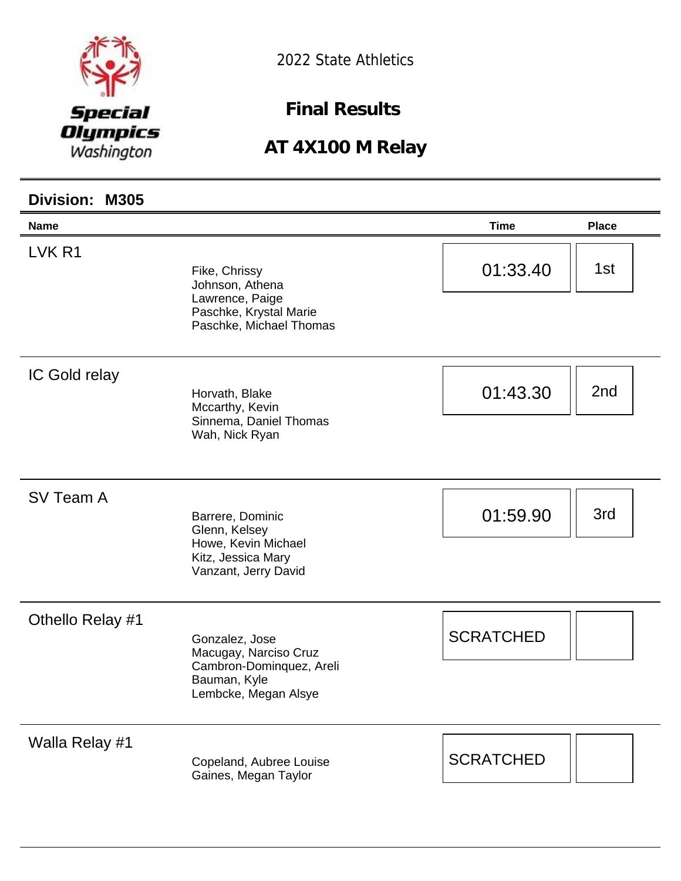Special Olympics Washington

2022 State Athletics

# Final Results

## AT 4X100 M Relay

### Division: M305

| Name | | Time | Place |
|---|---|---|---|
| LVK R1 | Fike, Chrissy<br>Johnson, Athena<br>Lawrence, Paige<br>Paschke, Krystal Marie<br>Paschke, Michael Thomas | 01:33.40 | 1st |
| IC Gold relay | Horvath, Blake<br>Mccarthy, Kevin<br>Sinnema, Daniel Thomas<br>Wah, Nick Ryan | 01:43.30 | 2nd |
| SV Team A | Barrere, Dominic<br>Glenn, Kelsey<br>Howe, Kevin Michael<br>Kitz, Jessica Mary<br>Vanzant, Jerry David | 01:59.90 | 3rd |
| Othello Relay #1 | Gonzalez, Jose<br>Macugay, Narciso Cruz<br>Cambron-Dominquez, Areli<br>Bauman, Kyle<br>Lembcke, Megan Alsye | SCRATCHED | |
| Walla Relay #1 | Copeland, Aubree Louise<br>Gaines, Megan Taylor | SCRATCHED | |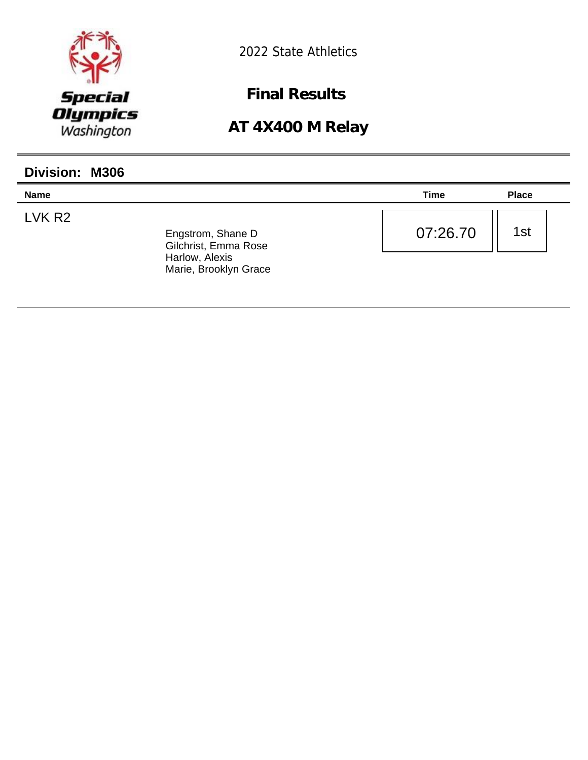Special Olympics Washington

2022 State Athletics

# Final Results

## AT 4X400 M Relay

### Division: M306

| Name | | Time | Place |
|---|---|---|---|
| LVK R2 | Engstrom, Shane D<br>Gilchrist, Emma Rose<br>Harlow, Alexis<br>Marie, Brooklyn Grace | 07:26.70 | 1st |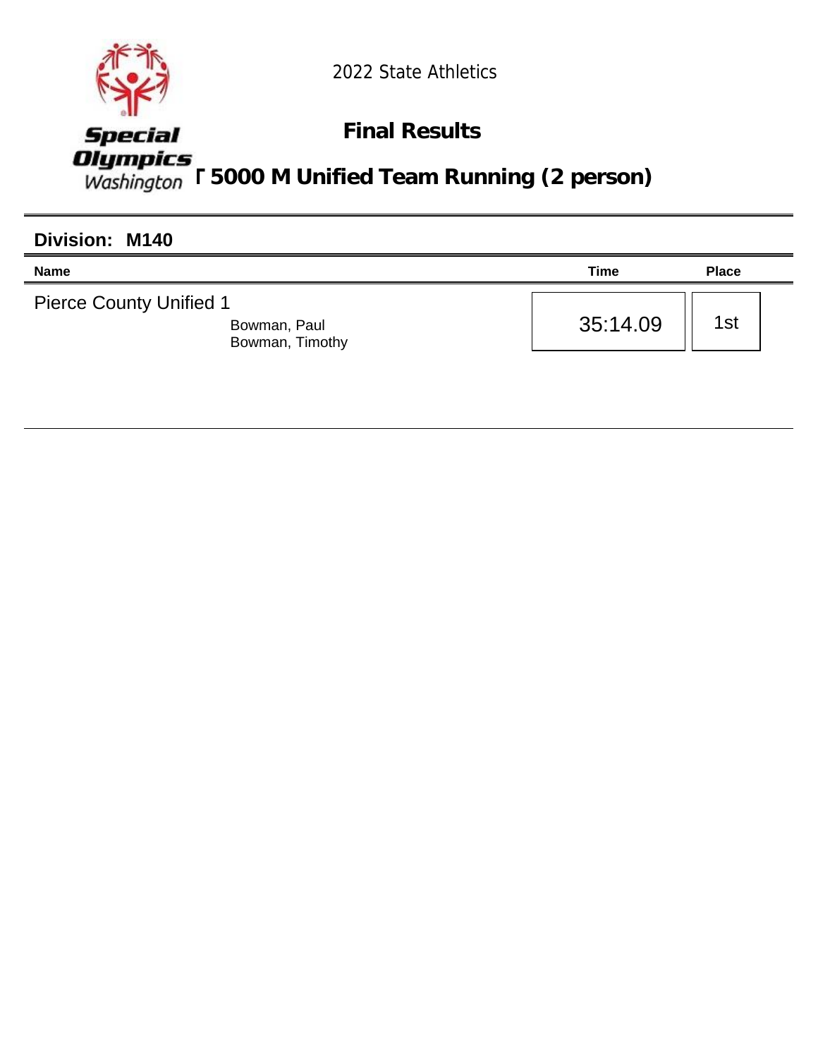2022 State Athletics

## Final Results

## T 5000 M Unified Team Running (2 person)

### Division: M140

| Name | Time | Place |
|---|---|---|
| Pierce County Unified 1<br>Bowman, Paul<br>Bowman, Timothy | 35:14.09 | 1st |